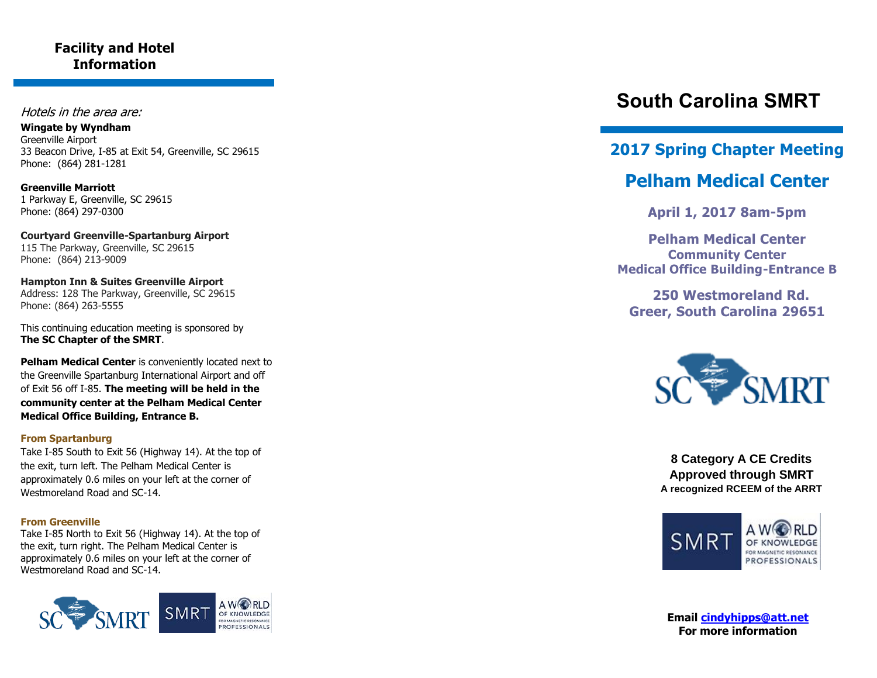## Facility and Hotel Information

*Hotels in the area are:*

**Wingate by Wyndham**
Greenville Airport
33 Beacon Drive, I-85 at Exit 54, Greenville, SC 29615
Phone: (864) 281-1281

**Greenville Marriott**
1 Parkway E, Greenville, SC 29615
Phone: (864) 297-0300

**Courtyard Greenville-Spartanburg Airport**
115 The Parkway, Greenville, SC 29615
Phone: (864) 213-9009

**Hampton Inn & Suites Greenville Airport**
Address: 128 The Parkway, Greenville, SC 29615
Phone: (864) 263-5555

This continuing education meeting is sponsored by **The SC Chapter of the SMRT**.

**Pelham Medical Center** is conveniently located next to the Greenville Spartanburg International Airport and off of Exit 56 off I-85. **The meeting will be held in the community center at the Pelham Medical Center Medical Office Building, Entrance B.**

**From Spartanburg**

Take I-85 South to Exit 56 (Highway 14). At the top of the exit, turn left. The Pelham Medical Center is approximately 0.6 miles on your left at the corner of Westmoreland Road and SC-14.

**From Greenville**

Take I-85 North to Exit 56 (Highway 14). At the top of the exit, turn right. The Pelham Medical Center is approximately 0.6 miles on your left at the corner of Westmoreland Road and SC-14.

# South Carolina SMRT

## 2017 Spring Chapter Meeting

## Pelham Medical Center

**April 1, 2017 8am-5pm**

**Pelham Medical Center**
**Community Center**
**Medical Office Building-Entrance B**

**250 Westmoreland Rd.**
**Greer, South Carolina 29651**

**8 Category A CE Credits**
**Approved through SMRT**
**A recognized RCEEM of the ARRT**

**Email cindyhipps@att.net**
**For more information**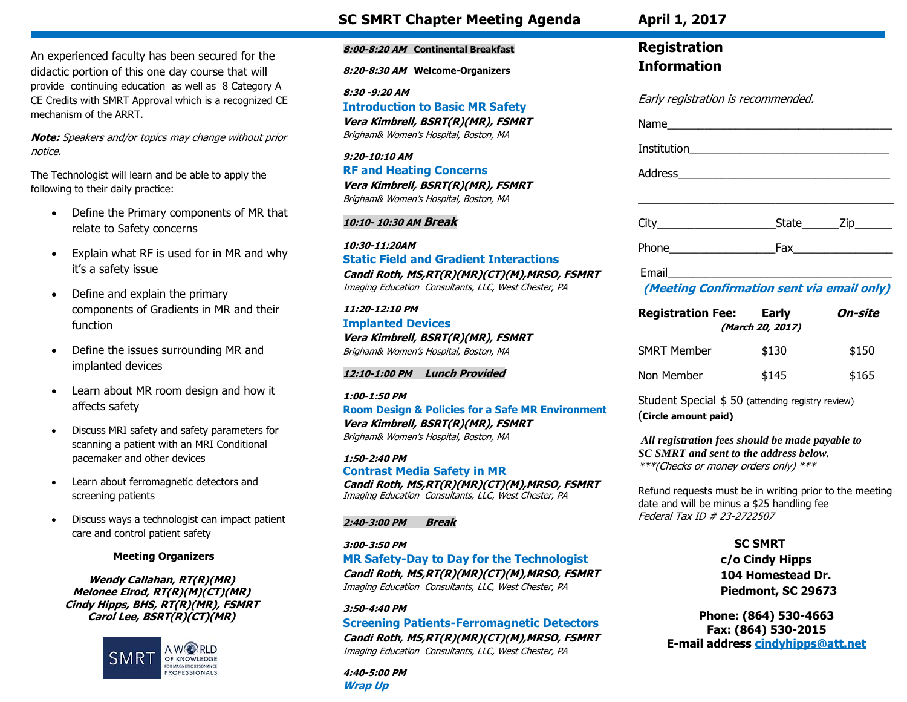# SC SMRT Chapter Meeting Agenda

**April 1, 2017**

An experienced faculty has been secured for the didactic portion of this one day course that will provide continuing education as well as 8 Category A CE Credits with SMRT Approval which is a recognized CE mechanism of the ARRT.

***Note:*** *Speakers and/or topics may change without prior notice.*

The Technologist will learn and be able to apply the following to their daily practice:

- Define the Primary components of MR that relate to Safety concerns
- Explain what RF is used for in MR and why it's a safety issue
- Define and explain the primary components of Gradients in MR and their function
- Define the issues surrounding MR and implanted devices
- Learn about MR room design and how it affects safety
- Discuss MRI safety and safety parameters for scanning a patient with an MRI Conditional pacemaker and other devices
- Learn about ferromagnetic detectors and screening patients
- Discuss ways a technologist can impact patient care and control patient safety

**Meeting Organizers**

***Wendy Callahan, RT(R)(MR)***
***Melonee Elrod, RT(R)(M)(CT)(MR)***
***Cindy Hipps, BHS, RT(R)(MR), FSMRT***
***Carol Lee, BSRT(R)(CT)(MR)***

SMRT A WORLD OF KNOWLEDGE FOR MAGNETIC RESONANCE PROFESSIONALS

***8:00-8:20 AM*** **Continental Breakfast**

***8:20-8:30 AM*** **Welcome-Organizers**

***8:30 -9:20 AM***
**Introduction to Basic MR Safety**
***Vera Kimbrell, BSRT(R)(MR), FSMRT***
*Brigham& Women's Hospital, Boston, MA*

***9:20-10:10 AM***
**RF and Heating Concerns**
***Vera Kimbrell, BSRT(R)(MR), FSMRT***
*Brigham& Women's Hospital, Boston, MA*

***10:10- 10:30 AM Break***

***10:30-11:20AM***
**Static Field and Gradient Interactions**
***Candi Roth, MS,RT(R)(MR)(CT)(M),MRSO, FSMRT***
*Imaging Education Consultants, LLC, West Chester, PA*

***11:20-12:10 PM***
**Implanted Devices**
***Vera Kimbrell, BSRT(R)(MR), FSMRT***
*Brigham& Women's Hospital, Boston, MA*

***12:10-1:00 PM Lunch Provided***

***1:00-1:50 PM***
**Room Design & Policies for a Safe MR Environment**
***Vera Kimbrell, BSRT(R)(MR), FSMRT***
*Brigham& Women's Hospital, Boston, MA*

***1:50-2:40 PM***
**Contrast Media Safety in MR**
***Candi Roth, MS,RT(R)(MR)(CT)(M),MRSO, FSMRT***
*Imaging Education Consultants, LLC, West Chester, PA*

***2:40-3:00 PM Break***

***3:00-3:50 PM***
**MR Safety-Day to Day for the Technologist**
***Candi Roth, MS,RT(R)(MR)(CT)(M),MRSO, FSMRT***
*Imaging Education Consultants, LLC, West Chester, PA*

***3:50-4:40 PM***
**Screening Patients-Ferromagnetic Detectors**
***Candi Roth, MS,RT(R)(MR)(CT)(M),MRSO, FSMRT***
*Imaging Education Consultants, LLC, West Chester, PA*

***4:40-5:00 PM***
***Wrap Up***

## Registration Information

*Early registration is recommended.*

Name_________________________________

Institution_____________________________

Address_______________________________

______________________________________

City________________State______Zip______

Phone_______________Fax_______________

Email_________________________________

***(Meeting Confirmation sent via email only)***

| Registration Fee: | Early *(March 20, 2017)* | *On-site* |
|---|---|---|
| SMRT Member | $130 | $150 |
| Non Member | $145 | $165 |

Student Special $ 50 (attending registry review)
(**Circle amount paid)**

***All registration fees should be made payable to SC SMRT and sent to the address below.***
****(Checks or money orders only) ****

Refund requests must be in writing prior to the meeting date and will be minus a $25 handling fee
*Federal Tax ID # 23-2722507*

**SC SMRT**
**c/o Cindy Hipps**
**104 Homestead Dr.**
**Piedmont, SC 29673**

**Phone: (864) 530-4663**
**Fax: (864) 530-2015**
**E-mail address cindyhipps@att.net**